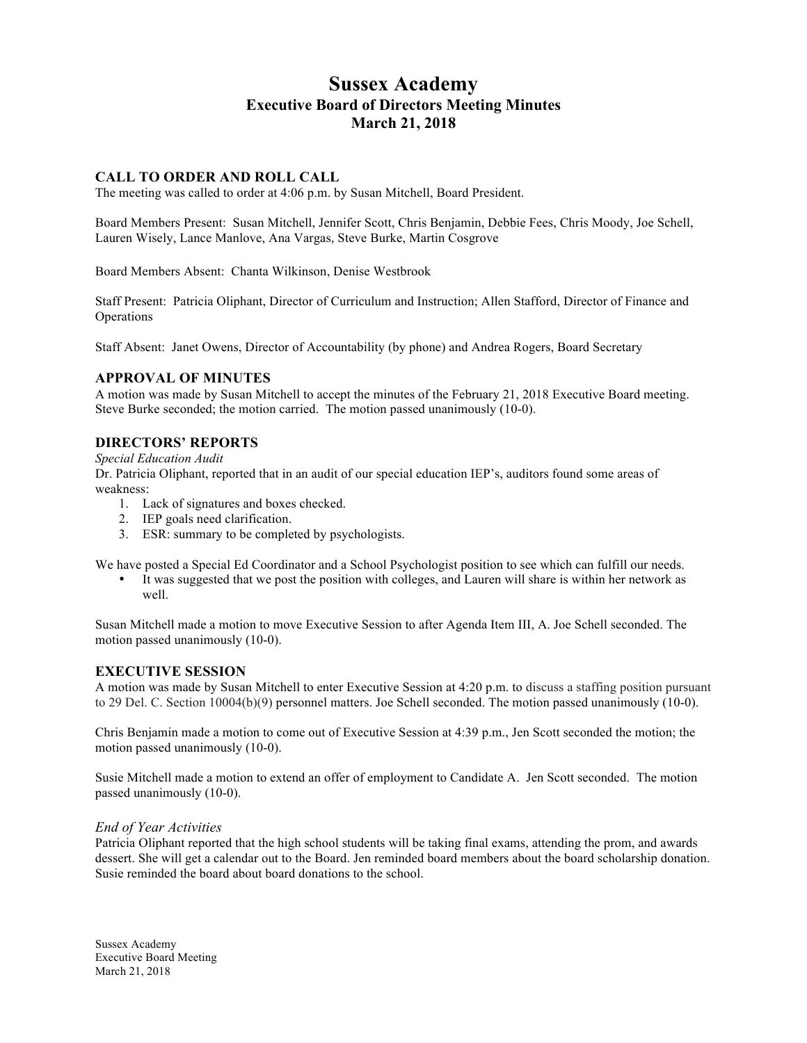# Sussex Academy
## Executive Board of Directors Meeting Minutes
## March 21, 2018

### CALL TO ORDER AND ROLL CALL

The meeting was called to order at 4:06 p.m. by Susan Mitchell, Board President.

Board Members Present: Susan Mitchell, Jennifer Scott, Chris Benjamin, Debbie Fees, Chris Moody, Joe Schell, Lauren Wisely, Lance Manlove, Ana Vargas, Steve Burke, Martin Cosgrove

Board Members Absent: Chanta Wilkinson, Denise Westbrook

Staff Present: Patricia Oliphant, Director of Curriculum and Instruction; Allen Stafford, Director of Finance and Operations

Staff Absent: Janet Owens, Director of Accountability (by phone) and Andrea Rogers, Board Secretary

### APPROVAL OF MINUTES

A motion was made by Susan Mitchell to accept the minutes of the February 21, 2018 Executive Board meeting. Steve Burke seconded; the motion carried. The motion passed unanimously (10-0).

### DIRECTORS' REPORTS

*Special Education Audit*

Dr. Patricia Oliphant, reported that in an audit of our special education IEP's, auditors found some areas of weakness:

1. Lack of signatures and boxes checked.
2. IEP goals need clarification.
3. ESR: summary to be completed by psychologists.

We have posted a Special Ed Coordinator and a School Psychologist position to see which can fulfill our needs.

- It was suggested that we post the position with colleges, and Lauren will share is within her network as well.

Susan Mitchell made a motion to move Executive Session to after Agenda Item III, A. Joe Schell seconded. The motion passed unanimously (10-0).

### EXECUTIVE SESSION

A motion was made by Susan Mitchell to enter Executive Session at 4:20 p.m. to discuss a staffing position pursuant to 29 Del. C. Section 10004(b)(9) personnel matters. Joe Schell seconded. The motion passed unanimously (10-0).

Chris Benjamin made a motion to come out of Executive Session at 4:39 p.m., Jen Scott seconded the motion; the motion passed unanimously (10-0).

Susie Mitchell made a motion to extend an offer of employment to Candidate A. Jen Scott seconded. The motion passed unanimously (10-0).

*End of Year Activities*

Patricia Oliphant reported that the high school students will be taking final exams, attending the prom, and awards dessert. She will get a calendar out to the Board. Jen reminded board members about the board scholarship donation. Susie reminded the board about board donations to the school.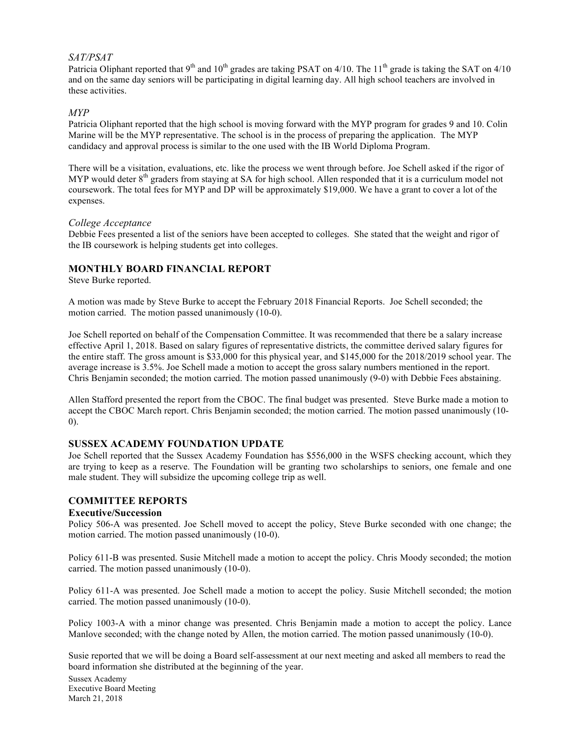*SAT/PSAT*

Patricia Oliphant reported that 9th and 10th grades are taking PSAT on 4/10. The 11th grade is taking the SAT on 4/10 and on the same day seniors will be participating in digital learning day. All high school teachers are involved in these activities.

*MYP*

Patricia Oliphant reported that the high school is moving forward with the MYP program for grades 9 and 10. Colin Marine will be the MYP representative. The school is in the process of preparing the application. The MYP candidacy and approval process is similar to the one used with the IB World Diploma Program.

There will be a visitation, evaluations, etc. like the process we went through before. Joe Schell asked if the rigor of MYP would deter 8th graders from staying at SA for high school. Allen responded that it is a curriculum model not coursework. The total fees for MYP and DP will be approximately $19,000. We have a grant to cover a lot of the expenses.

*College Acceptance*

Debbie Fees presented a list of the seniors have been accepted to colleges. She stated that the weight and rigor of the IB coursework is helping students get into colleges.

## MONTHLY BOARD FINANCIAL REPORT

Steve Burke reported.

A motion was made by Steve Burke to accept the February 2018 Financial Reports. Joe Schell seconded; the motion carried. The motion passed unanimously (10-0).

Joe Schell reported on behalf of the Compensation Committee. It was recommended that there be a salary increase effective April 1, 2018. Based on salary figures of representative districts, the committee derived salary figures for the entire staff. The gross amount is $33,000 for this physical year, and $145,000 for the 2018/2019 school year. The average increase is 3.5%. Joe Schell made a motion to accept the gross salary numbers mentioned in the report. Chris Benjamin seconded; the motion carried. The motion passed unanimously (9-0) with Debbie Fees abstaining.

Allen Stafford presented the report from the CBOC. The final budget was presented. Steve Burke made a motion to accept the CBOC March report. Chris Benjamin seconded; the motion carried. The motion passed unanimously (10-0).

## SUSSEX ACADEMY FOUNDATION UPDATE

Joe Schell reported that the Sussex Academy Foundation has $556,000 in the WSFS checking account, which they are trying to keep as a reserve. The Foundation will be granting two scholarships to seniors, one female and one male student. They will subsidize the upcoming college trip as well.

## COMMITTEE REPORTS

### Executive/Succession

Policy 506-A was presented. Joe Schell moved to accept the policy, Steve Burke seconded with one change; the motion carried. The motion passed unanimously (10-0).

Policy 611-B was presented. Susie Mitchell made a motion to accept the policy. Chris Moody seconded; the motion carried. The motion passed unanimously (10-0).

Policy 611-A was presented. Joe Schell made a motion to accept the policy. Susie Mitchell seconded; the motion carried. The motion passed unanimously (10-0).

Policy 1003-A with a minor change was presented. Chris Benjamin made a motion to accept the policy. Lance Manlove seconded; with the change noted by Allen, the motion carried. The motion passed unanimously (10-0).

Susie reported that we will be doing a Board self-assessment at our next meeting and asked all members to read the board information she distributed at the beginning of the year.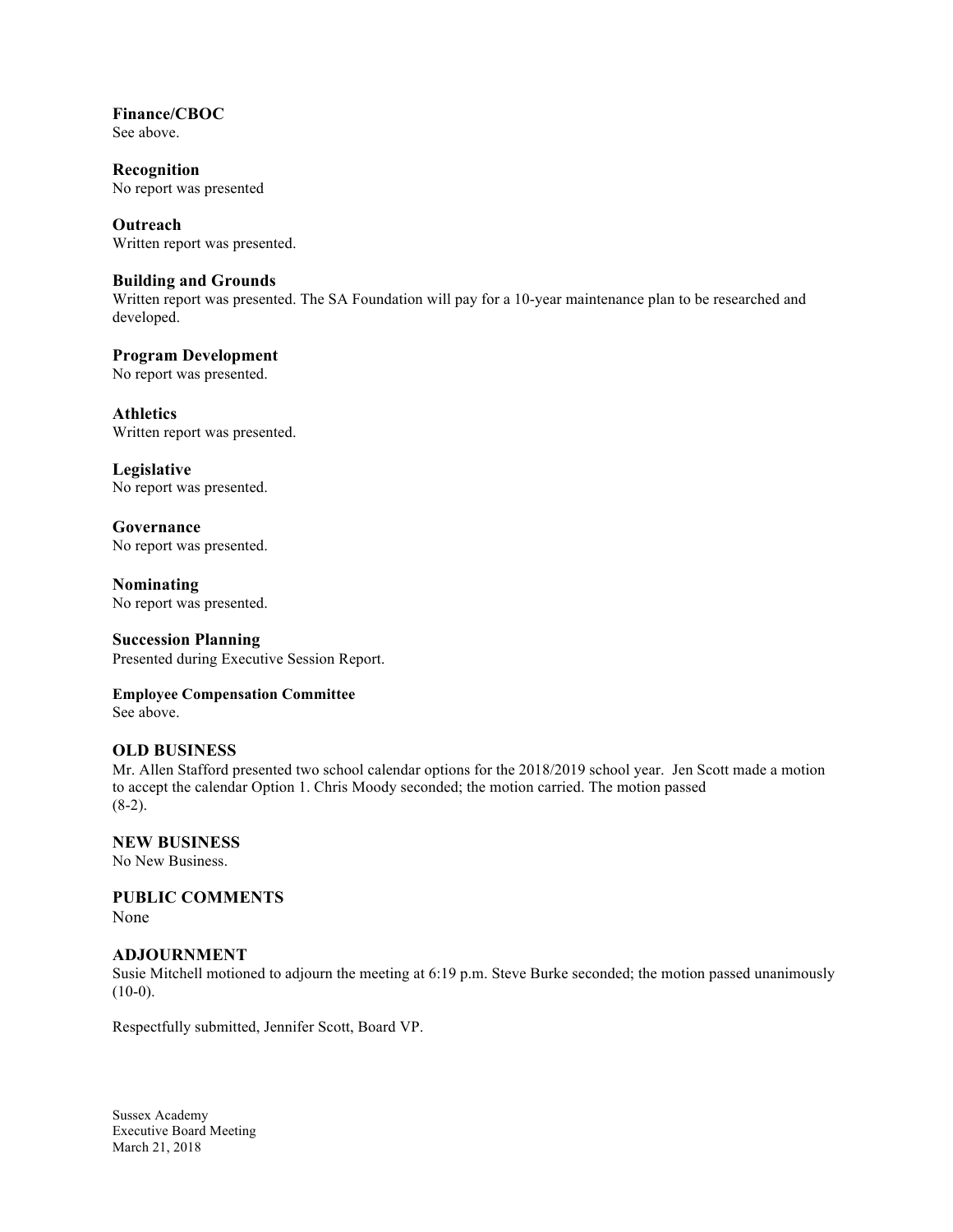**Finance/CBOC**
See above.

**Recognition**
No report was presented

**Outreach**
Written report was presented.

**Building and Grounds**
Written report was presented. The SA Foundation will pay for a 10-year maintenance plan to be researched and developed.

**Program Development**
No report was presented.

**Athletics**
Written report was presented.

**Legislative**
No report was presented.

**Governance**
No report was presented.

**Nominating**
No report was presented.

**Succession Planning**
Presented during Executive Session Report.

**Employee Compensation Committee**
See above.

**OLD BUSINESS**
Mr. Allen Stafford presented two school calendar options for the 2018/2019 school year. Jen Scott made a motion to accept the calendar Option 1. Chris Moody seconded; the motion carried. The motion passed (8-2).

**NEW BUSINESS**
No New Business.

**PUBLIC COMMENTS**
None

**ADJOURNMENT**
Susie Mitchell motioned to adjourn the meeting at 6:19 p.m. Steve Burke seconded; the motion passed unanimously (10-0).

Respectfully submitted, Jennifer Scott, Board VP.

Sussex Academy
Executive Board Meeting
March 21, 2018